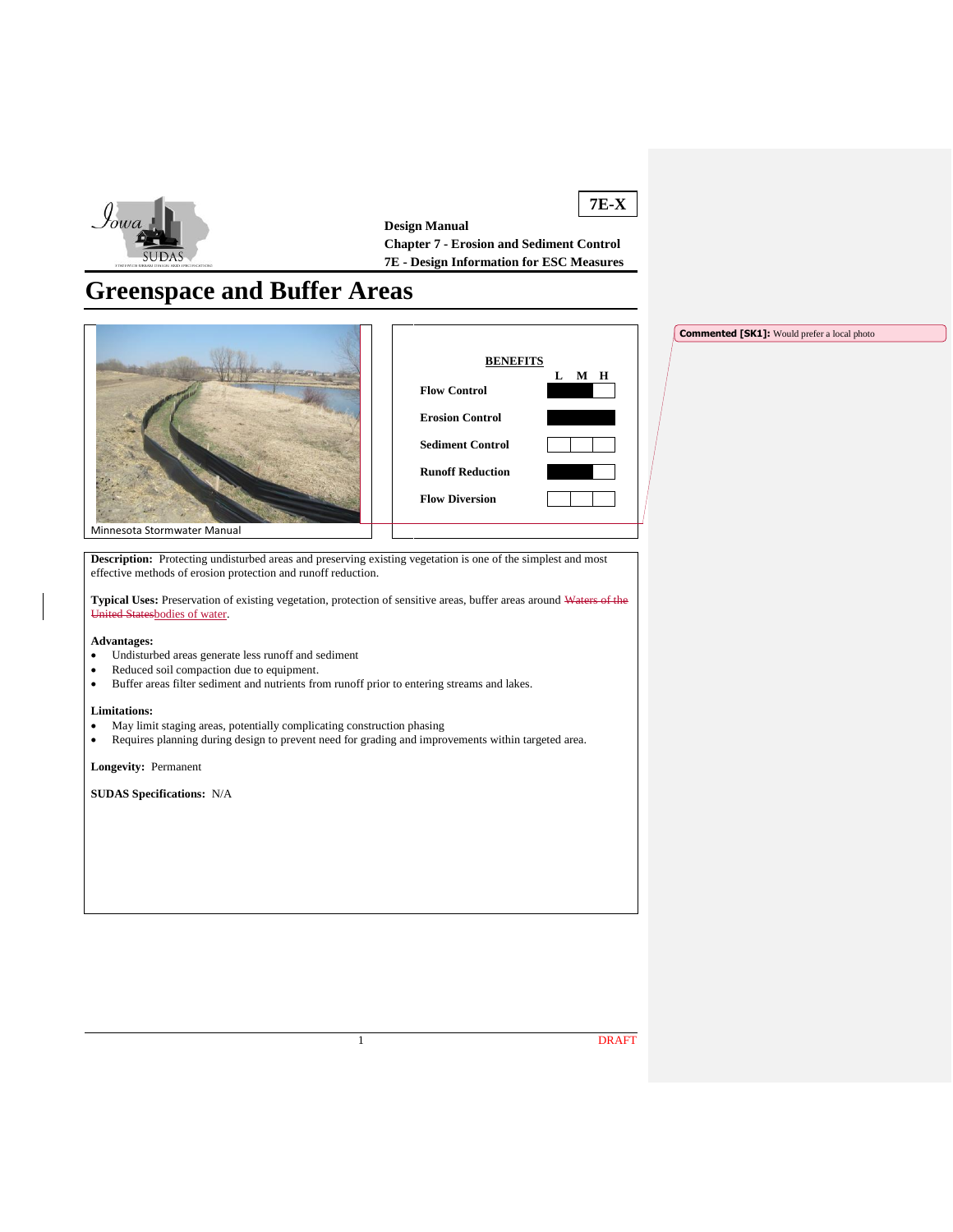**Design Manual**
**Chapter 7 - Erosion and Sediment Control**
**7E - Design Information for ESC Measures**

**7E-X**

# Greenspace and Buffer Areas

Minnesota Stormwater Manual

**BENEFITS**

| | L | M | H |
|---|---|---|---|
| **Flow Control** | ■ | ■ | |
| **Erosion Control** | ■ | ■ | ■ |
| **Sediment Control** | | | |
| **Runoff Reduction** | ■ | ■ | |
| **Flow Diversion** | | | |

**Description:** Protecting undisturbed areas and preserving existing vegetation is one of the simplest and most effective methods of erosion protection and runoff reduction.

**Typical Uses:** Preservation of existing vegetation, protection of sensitive areas, buffer areas around ~~Waters of the United States~~bodies of water.

**Advantages:**

- Undisturbed areas generate less runoff and sediment
- Reduced soil compaction due to equipment.
- Buffer areas filter sediment and nutrients from runoff prior to entering streams and lakes.

**Limitations:**

- May limit staging areas, potentially complicating construction phasing
- Requires planning during design to prevent need for grading and improvements within targeted area.

**Longevity:** Permanent

**SUDAS Specifications:** N/A

**Commented [SK1]:** Would prefer a local photo

DRAFT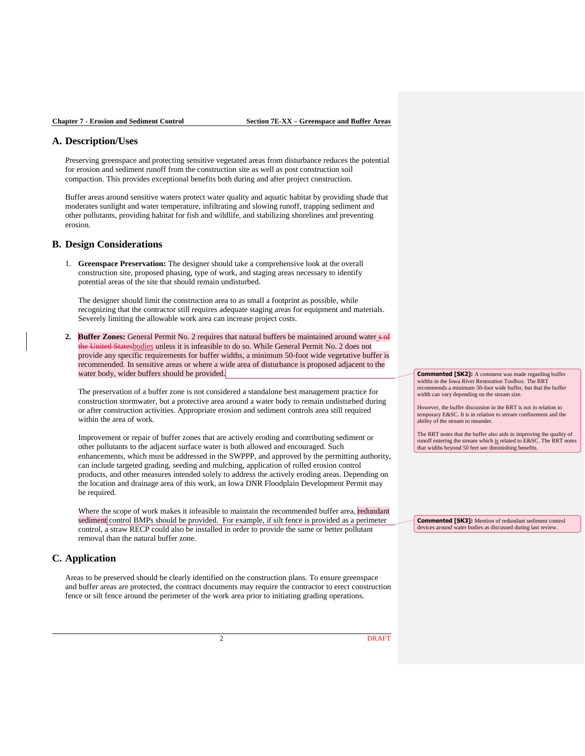## A. Description/Uses

Preserving greenspace and protecting sensitive vegetated areas from disturbance reduces the potential for erosion and sediment runoff from the construction site as well as post construction soil compaction. This provides exceptional benefits both during and after project construction.

Buffer areas around sensitive waters protect water quality and aquatic habitat by providing shade that moderates sunlight and water temperature, infiltrating and slowing runoff, trapping sediment and other pollutants, providing habitat for fish and wildlife, and stabilizing shorelines and preventing erosion.

## B. Design Considerations

1. **Greenspace Preservation:** The designer should take a comprehensive look at the overall construction site, proposed phasing, type of work, and staging areas necessary to identify potential areas of the site that should remain undisturbed.

   The designer should limit the construction area to as small a footprint as possible, while recognizing that the contractor still requires adequate staging areas for equipment and materials. Severely limiting the allowable work area can increase project costs.

2. **Buffer Zones:** General Permit No. 2 requires that natural buffers be maintained around water ~~s of the United States~~bodies unless it is infeasible to do so. While General Permit No. 2 does not provide any specific requirements for buffer widths, a minimum 50-foot wide vegetative buffer is recommended. In sensitive areas or where a wide area of disturbance is proposed adjacent to the water body, wider buffers should be provided.

   The preservation of a buffer zone is not considered a standalone best management practice for construction stormwater, but a protective area around a water body to remain undisturbed during or after construction activities. Appropriate erosion and sediment controls area still required within the area of work.

   Improvement or repair of buffer zones that are actively eroding and contributing sediment or other pollutants to the adjacent surface water is both allowed and encouraged. Such enhancements, which must be addressed in the SWPPP, and approved by the permitting authority, can include targeted grading, seeding and mulching, application of rolled erosion control products, and other measures intended solely to address the actively eroding areas. Depending on the location and drainage area of this work, an Iowa DNR Floodplain Development Permit may be required.

   Where the scope of work makes it infeasible to maintain the recommended buffer area, redundant sediment control BMPs should be provided. For example, if silt fence is provided as a perimeter control, a straw RECP could also be installed in order to provide the same or better pollutant removal than the natural buffer zone.

## C. Application

Areas to be preserved should be clearly identified on the construction plans. To ensure greenspace and buffer areas are protected, the contract documents may require the contractor to erect construction fence or silt fence around the perimeter of the work area prior to initiating grading operations.

---

**Commented [SK2]:** A comment was made regarding buffer widths in the Iowa River Restoration Toolbox. The RRT recommends a minimum 50-foot wide buffer, but that the buffer width can vary depending on the stream size.

However, the buffer discussion in the RRT is not in relation to temporary E&SC. It is in relation to stream confinement and the ability of the stream to meander.

The RRT notes that the buffer also aids in improving the quality of runoff entering the stream which is related to E&SC. The RRT notes that widths beyond 50 feet see diminishing benefits.

**Commented [SK3]:** Mention of redundant sediment control devices around water bodies as discussed during last review.

DRAFT